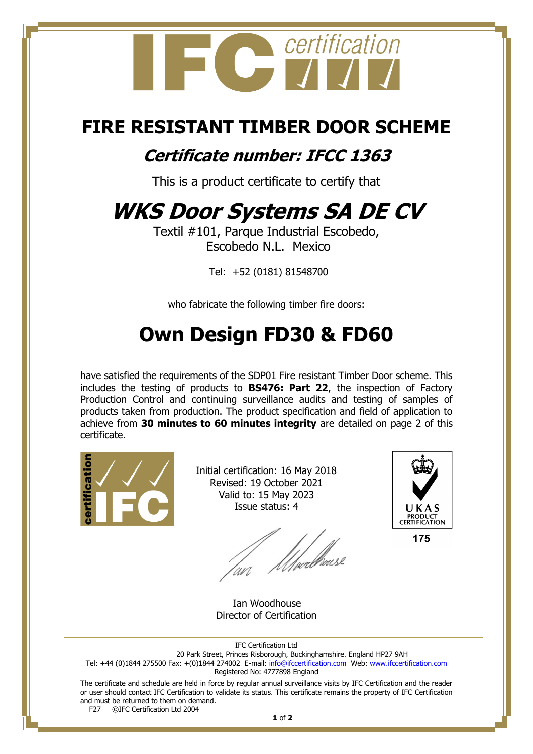# FIRE RESISTANT TIMBER DOOR SCHEME

## *Certificate number: IFCC 1363*

This is a product certificate to certify that

# *WKS Door Systems SA DE CV*

Textil #101, Parque Industrial Escobedo,
Escobedo N.L. Mexico

Tel: +52 (0181) 81548700

who fabricate the following timber fire doors:

# Own Design FD30 & FD60

have satisfied the requirements of the SDP01 Fire resistant Timber Door scheme. This includes the testing of products to **BS476: Part 22**, the inspection of Factory Production Control and continuing surveillance audits and testing of samples of products taken from production. The product specification and field of application to achieve from **30 minutes to 60 minutes integrity** are detailed on page 2 of this certificate.

Initial certification: 16 May 2018
Revised: 19 October 2021
Valid to: 15 May 2023
Issue status: 4

UKAS PRODUCT CERTIFICATION
175

Ian Woodhouse
Director of Certification

IFC Certification Ltd
20 Park Street, Princes Risborough, Buckinghamshire. England HP27 9AH
Tel: +44 (0)1844 275500 Fax: +(0)1844 274002 E-mail: info@ifccertification.com Web: www.ifccertification.com
Registered No: 4777898 England

The certificate and schedule are held in force by regular annual surveillance visits by IFC Certification and the reader or user should contact IFC Certification to validate its status. This certificate remains the property of IFC Certification and must be returned to them on demand.

F27 ©IFC Certification Ltd 2004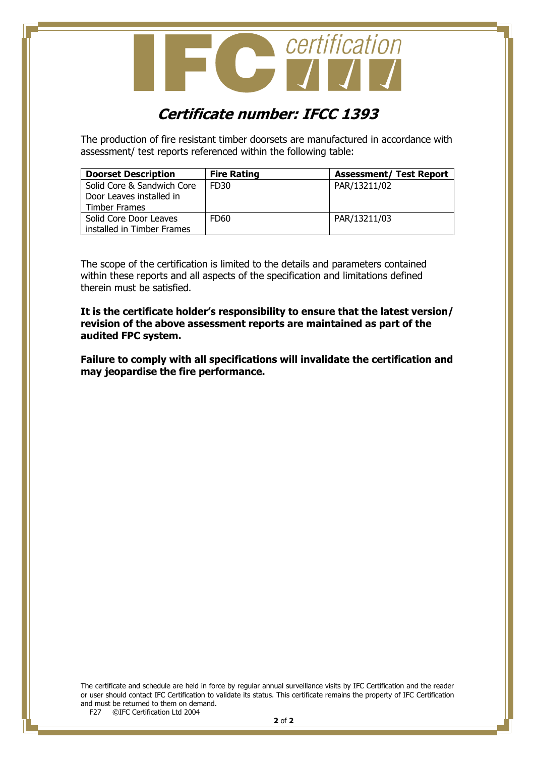# Certificate number: IFCC 1393

The production of fire resistant timber doorsets are manufactured in accordance with assessment/ test reports referenced within the following table:

| Doorset Description | Fire Rating | Assessment/ Test Report |
|---|---|---|
| Solid Core & Sandwich Core Door Leaves installed in Timber Frames | FD30 | PAR/13211/02 |
| Solid Core Door Leaves installed in Timber Frames | FD60 | PAR/13211/03 |

The scope of the certification is limited to the details and parameters contained within these reports and all aspects of the specification and limitations defined therein must be satisfied.

**It is the certificate holder's responsibility to ensure that the latest version/ revision of the above assessment reports are maintained as part of the audited FPC system.**

**Failure to comply with all specifications will invalidate the certification and may jeopardise the fire performance.**

The certificate and schedule are held in force by regular annual surveillance visits by IFC Certification and the reader or user should contact IFC Certification to validate its status. This certificate remains the property of IFC Certification and must be returned to them on demand.

F27 ©IFC Certification Ltd 2004